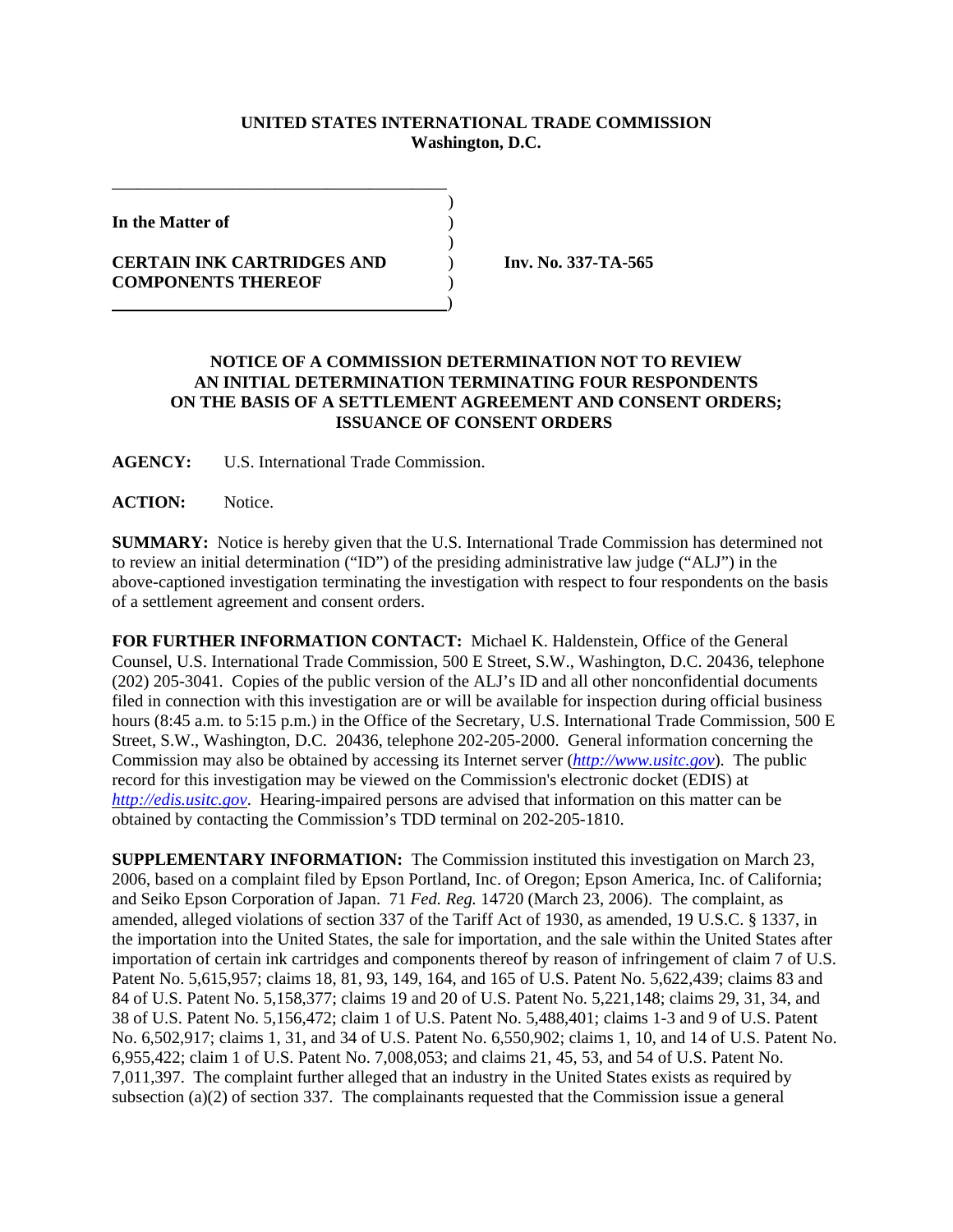**UNITED STATES INTERNATIONAL TRADE COMMISSION**
**Washington, D.C.**

**In the Matter of**

**CERTAIN INK CARTRIDGES AND COMPONENTS THEREOF**

**Inv. No. 337-TA-565**

**NOTICE OF A COMMISSION DETERMINATION NOT TO REVIEW AN INITIAL DETERMINATION TERMINATING FOUR RESPONDENTS ON THE BASIS OF A SETTLEMENT AGREEMENT AND CONSENT ORDERS; ISSUANCE OF CONSENT ORDERS**

**AGENCY:** U.S. International Trade Commission.

**ACTION:** Notice.

**SUMMARY:** Notice is hereby given that the U.S. International Trade Commission has determined not to review an initial determination ("ID") of the presiding administrative law judge ("ALJ") in the above-captioned investigation terminating the investigation with respect to four respondents on the basis of a settlement agreement and consent orders.

**FOR FURTHER INFORMATION CONTACT:** Michael K. Haldenstein, Office of the General Counsel, U.S. International Trade Commission, 500 E Street, S.W., Washington, D.C. 20436, telephone (202) 205-3041. Copies of the public version of the ALJ's ID and all other nonconfidential documents filed in connection with this investigation are or will be available for inspection during official business hours (8:45 a.m. to 5:15 p.m.) in the Office of the Secretary, U.S. International Trade Commission, 500 E Street, S.W., Washington, D.C. 20436, telephone 202-205-2000. General information concerning the Commission may also be obtained by accessing its Internet server (*http://www.usitc.gov*). The public record for this investigation may be viewed on the Commission's electronic docket (EDIS) at *http://edis.usitc.gov*. Hearing-impaired persons are advised that information on this matter can be obtained by contacting the Commission's TDD terminal on 202-205-1810.

**SUPPLEMENTARY INFORMATION:** The Commission instituted this investigation on March 23, 2006, based on a complaint filed by Epson Portland, Inc. of Oregon; Epson America, Inc. of California; and Seiko Epson Corporation of Japan. 71 *Fed. Reg.* 14720 (March 23, 2006). The complaint, as amended, alleged violations of section 337 of the Tariff Act of 1930, as amended, 19 U.S.C. § 1337, in the importation into the United States, the sale for importation, and the sale within the United States after importation of certain ink cartridges and components thereof by reason of infringement of claim 7 of U.S. Patent No. 5,615,957; claims 18, 81, 93, 149, 164, and 165 of U.S. Patent No. 5,622,439; claims 83 and 84 of U.S. Patent No. 5,158,377; claims 19 and 20 of U.S. Patent No. 5,221,148; claims 29, 31, 34, and 38 of U.S. Patent No. 5,156,472; claim 1 of U.S. Patent No. 5,488,401; claims 1-3 and 9 of U.S. Patent No. 6,502,917; claims 1, 31, and 34 of U.S. Patent No. 6,550,902; claims 1, 10, and 14 of U.S. Patent No. 6,955,422; claim 1 of U.S. Patent No. 7,008,053; and claims 21, 45, 53, and 54 of U.S. Patent No. 7,011,397. The complaint further alleged that an industry in the United States exists as required by subsection (a)(2) of section 337. The complainants requested that the Commission issue a general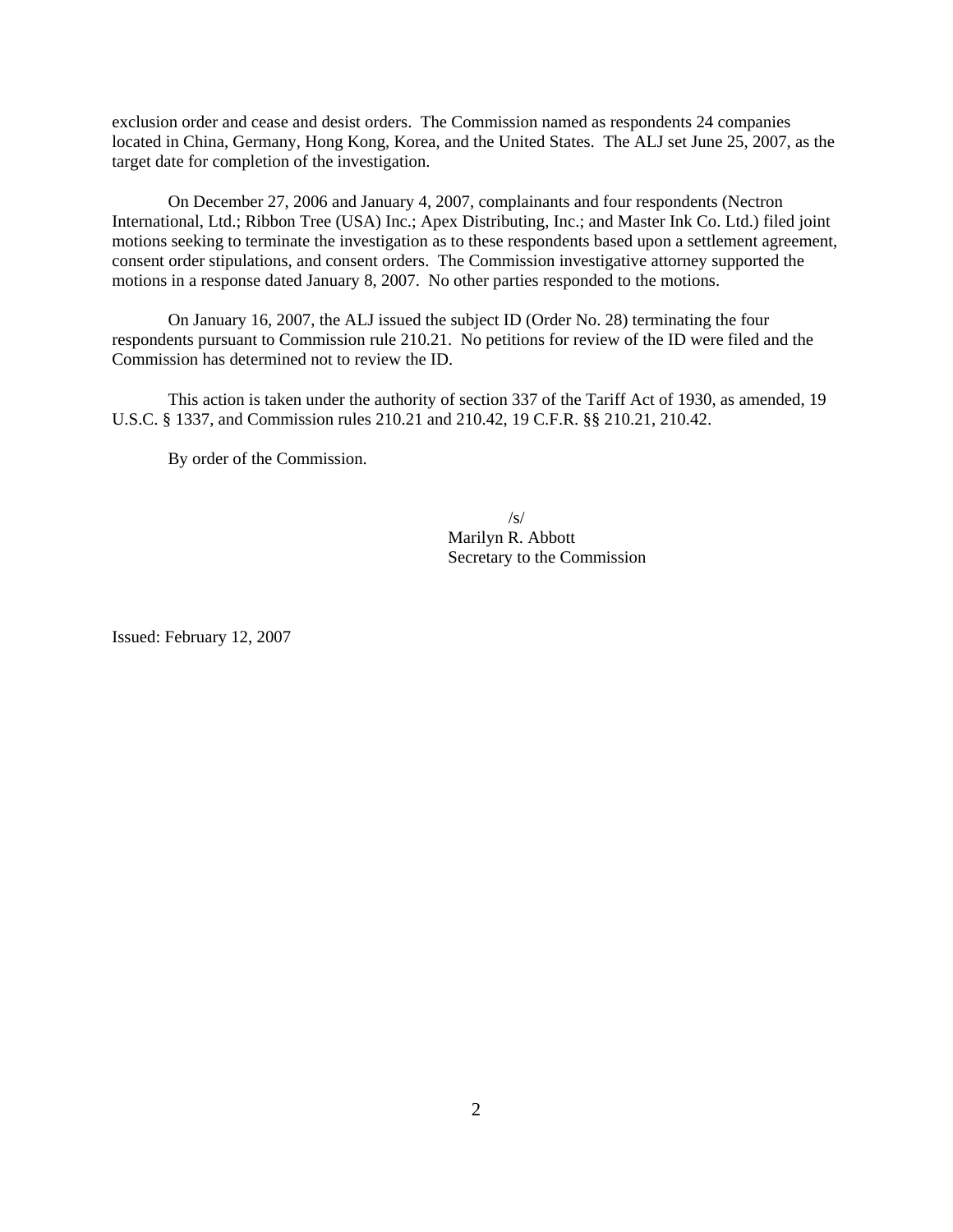exclusion order and cease and desist orders. The Commission named as respondents 24 companies located in China, Germany, Hong Kong, Korea, and the United States. The ALJ set June 25, 2007, as the target date for completion of the investigation.

On December 27, 2006 and January 4, 2007, complainants and four respondents (Nectron International, Ltd.; Ribbon Tree (USA) Inc.; Apex Distributing, Inc.; and Master Ink Co. Ltd.) filed joint motions seeking to terminate the investigation as to these respondents based upon a settlement agreement, consent order stipulations, and consent orders. The Commission investigative attorney supported the motions in a response dated January 8, 2007. No other parties responded to the motions.

On January 16, 2007, the ALJ issued the subject ID (Order No. 28) terminating the four respondents pursuant to Commission rule 210.21. No petitions for review of the ID were filed and the Commission has determined not to review the ID.

This action is taken under the authority of section 337 of the Tariff Act of 1930, as amended, 19 U.S.C. § 1337, and Commission rules 210.21 and 210.42, 19 C.F.R. §§ 210.21, 210.42.

By order of the Commission.

/s/
Marilyn R. Abbott
Secretary to the Commission

Issued: February 12, 2007